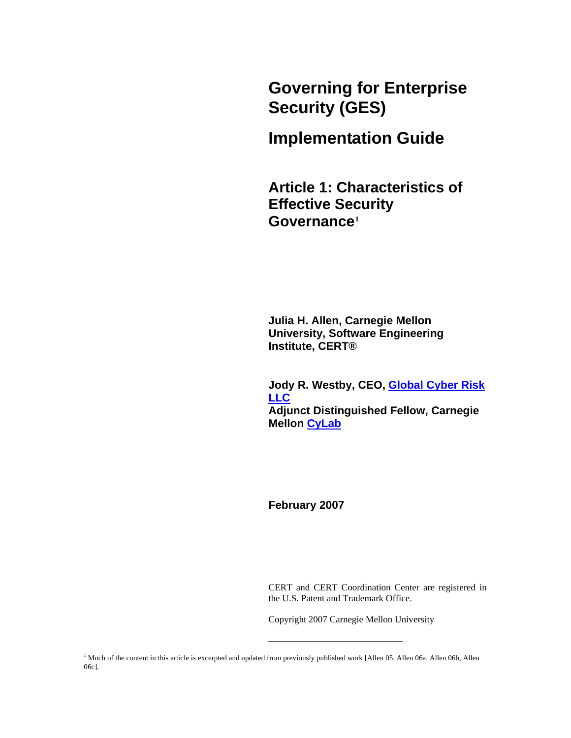# Governing for Enterprise Security (GES)

# Implementation Guide

## Article 1: Characteristics of Effective Security Governance[1]

**Julia H. Allen, Carnegie Mellon University, Software Engineering Institute, CERT®**

**Jody R. Westby, CEO, Global Cyber Risk LLC**
**Adjunct Distinguished Fellow, Carnegie Mellon CyLab**

**February 2007**

CERT and CERT Coordination Center are registered in the U.S. Patent and Trademark Office.

Copyright 2007 Carnegie Mellon University

[1] Much of the content in this article is excerpted and updated from previously published work [Allen 05, Allen 06a, Allen 06b, Allen 06c].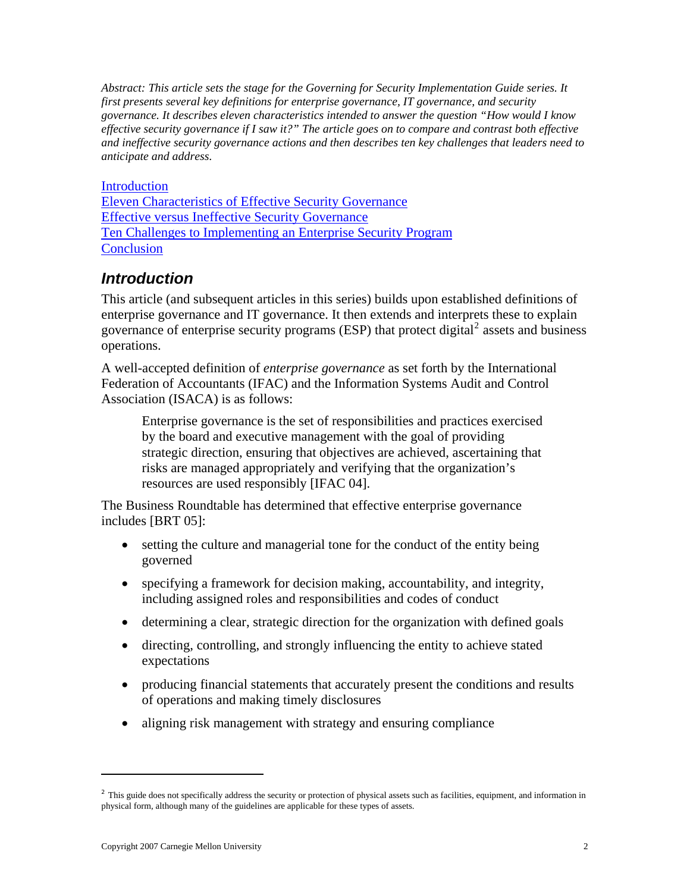*Abstract: This article sets the stage for the Governing for Security Implementation Guide series. It first presents several key definitions for enterprise governance, IT governance, and security governance. It describes eleven characteristics intended to answer the question "How would I know effective security governance if I saw it?" The article goes on to compare and contrast both effective and ineffective security governance actions and then describes ten key challenges that leaders need to anticipate and address.*

[Introduction](#introduction)
[Eleven Characteristics of Effective Security Governance](#)
[Effective versus Ineffective Security Governance](#)
[Ten Challenges to Implementing an Enterprise Security Program](#)
[Conclusion](#)

## *Introduction*

This article (and subsequent articles in this series) builds upon established definitions of enterprise governance and IT governance. It then extends and interprets these to explain governance of enterprise security programs (ESP) that protect digital[2] assets and business operations.

A well-accepted definition of *enterprise governance* as set forth by the International Federation of Accountants (IFAC) and the Information Systems Audit and Control Association (ISACA) is as follows:

> Enterprise governance is the set of responsibilities and practices exercised by the board and executive management with the goal of providing strategic direction, ensuring that objectives are achieved, ascertaining that risks are managed appropriately and verifying that the organization's resources are used responsibly [IFAC 04].

The Business Roundtable has determined that effective enterprise governance includes [BRT 05]:

- setting the culture and managerial tone for the conduct of the entity being governed
- specifying a framework for decision making, accountability, and integrity, including assigned roles and responsibilities and codes of conduct
- determining a clear, strategic direction for the organization with defined goals
- directing, controlling, and strongly influencing the entity to achieve stated expectations
- producing financial statements that accurately present the conditions and results of operations and making timely disclosures
- aligning risk management with strategy and ensuring compliance

---

[2] This guide does not specifically address the security or protection of physical assets such as facilities, equipment, and information in physical form, although many of the guidelines are applicable for these types of assets.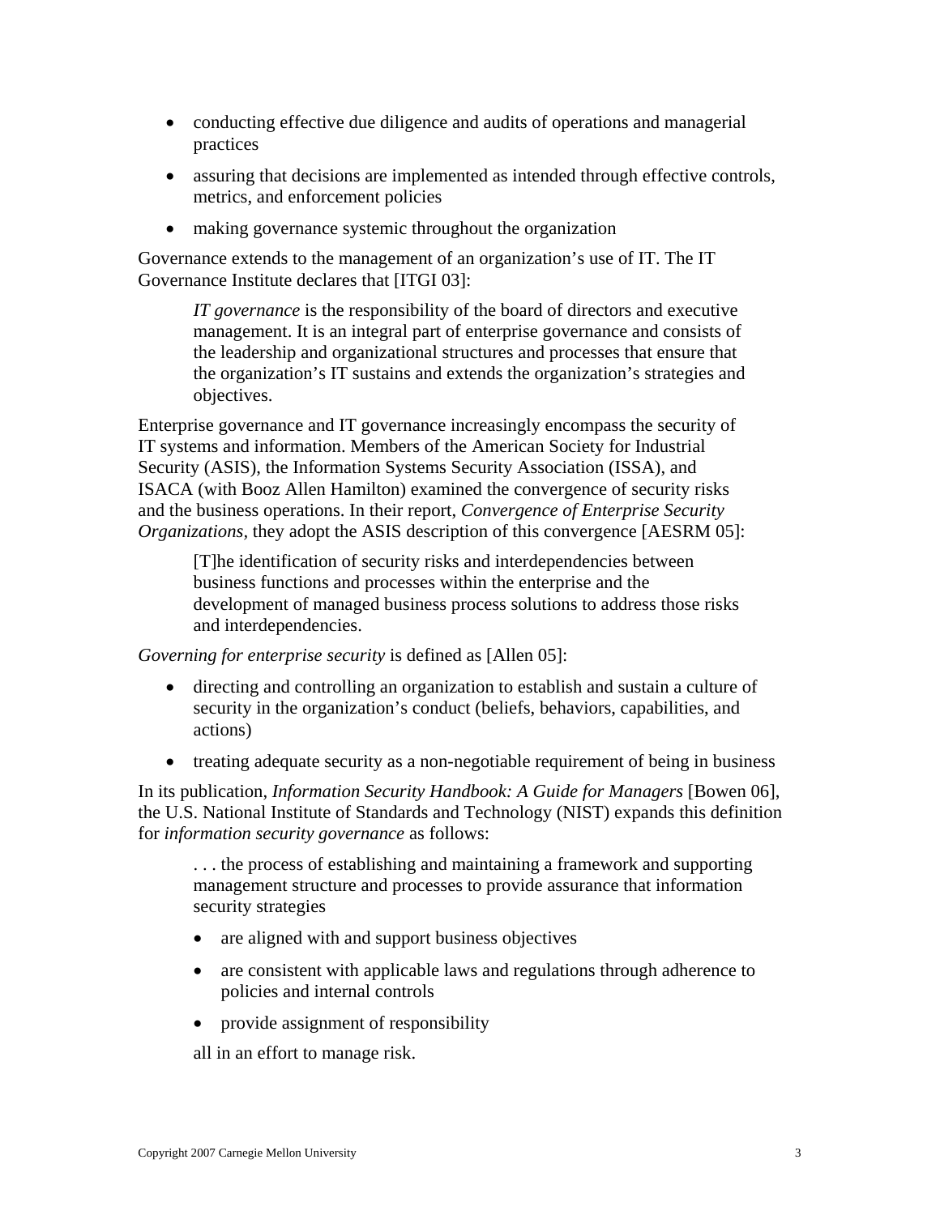- conducting effective due diligence and audits of operations and managerial practices
- assuring that decisions are implemented as intended through effective controls, metrics, and enforcement policies
- making governance systemic throughout the organization

Governance extends to the management of an organization's use of IT. The IT Governance Institute declares that [ITGI 03]:

> *IT governance* is the responsibility of the board of directors and executive management. It is an integral part of enterprise governance and consists of the leadership and organizational structures and processes that ensure that the organization's IT sustains and extends the organization's strategies and objectives.

Enterprise governance and IT governance increasingly encompass the security of IT systems and information. Members of the American Society for Industrial Security (ASIS), the Information Systems Security Association (ISSA), and ISACA (with Booz Allen Hamilton) examined the convergence of security risks and the business operations. In their report, *Convergence of Enterprise Security Organizations,* they adopt the ASIS description of this convergence [AESRM 05]:

> [T]he identification of security risks and interdependencies between business functions and processes within the enterprise and the development of managed business process solutions to address those risks and interdependencies.

*Governing for enterprise security* is defined as [Allen 05]:

- directing and controlling an organization to establish and sustain a culture of security in the organization's conduct (beliefs, behaviors, capabilities, and actions)
- treating adequate security as a non-negotiable requirement of being in business

In its publication, *Information Security Handbook: A Guide for Managers* [Bowen 06], the U.S. National Institute of Standards and Technology (NIST) expands this definition for *information security governance* as follows:

> . . . the process of establishing and maintaining a framework and supporting management structure and processes to provide assurance that information security strategies
>
> - are aligned with and support business objectives
> - are consistent with applicable laws and regulations through adherence to policies and internal controls
> - provide assignment of responsibility
>
> all in an effort to manage risk.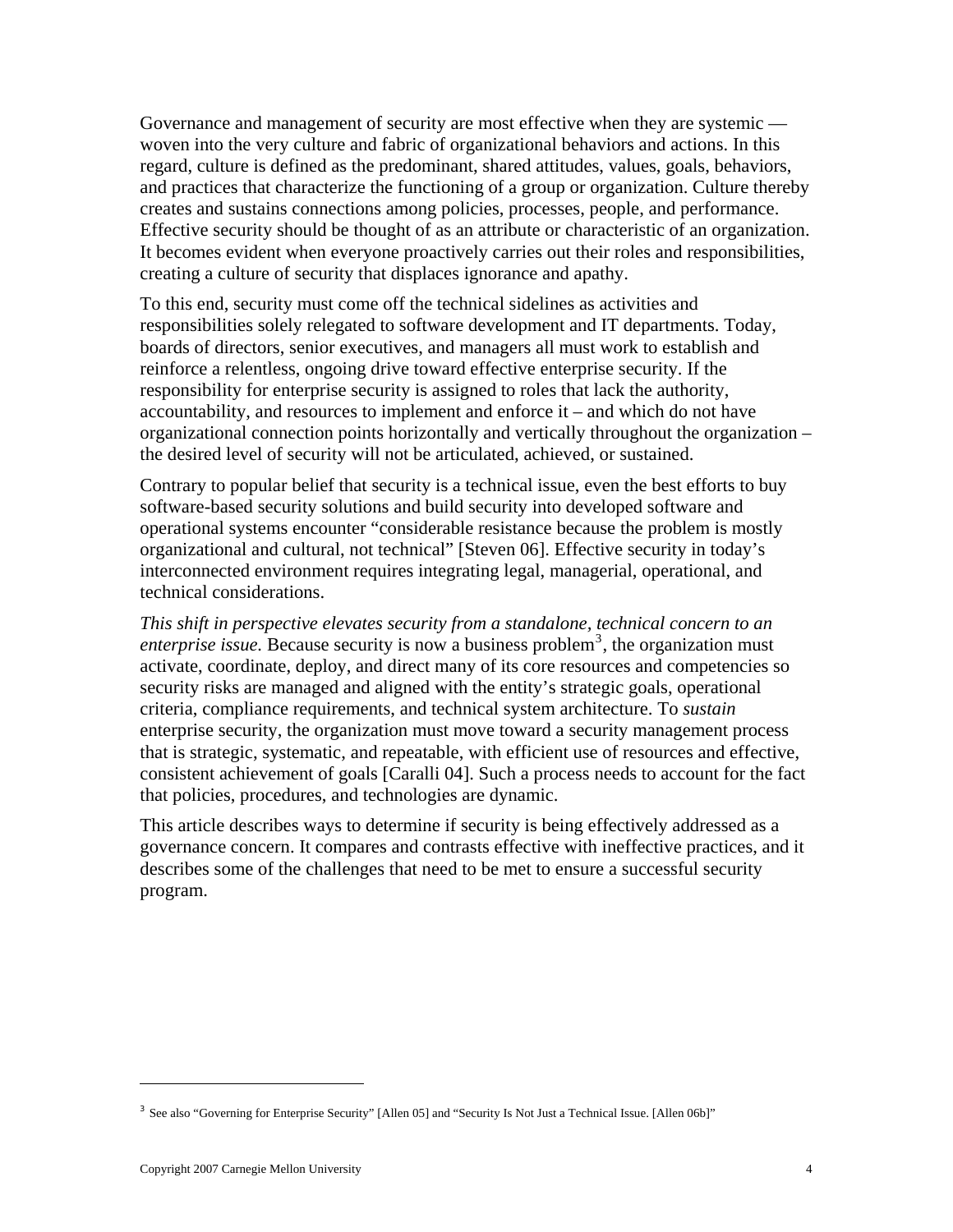Governance and management of security are most effective when they are systemic — woven into the very culture and fabric of organizational behaviors and actions. In this regard, culture is defined as the predominant, shared attitudes, values, goals, behaviors, and practices that characterize the functioning of a group or organization. Culture thereby creates and sustains connections among policies, processes, people, and performance. Effective security should be thought of as an attribute or characteristic of an organization. It becomes evident when everyone proactively carries out their roles and responsibilities, creating a culture of security that displaces ignorance and apathy.

To this end, security must come off the technical sidelines as activities and responsibilities solely relegated to software development and IT departments. Today, boards of directors, senior executives, and managers all must work to establish and reinforce a relentless, ongoing drive toward effective enterprise security. If the responsibility for enterprise security is assigned to roles that lack the authority, accountability, and resources to implement and enforce it – and which do not have organizational connection points horizontally and vertically throughout the organization – the desired level of security will not be articulated, achieved, or sustained.

Contrary to popular belief that security is a technical issue, even the best efforts to buy software-based security solutions and build security into developed software and operational systems encounter "considerable resistance because the problem is mostly organizational and cultural, not technical" [Steven 06]. Effective security in today's interconnected environment requires integrating legal, managerial, operational, and technical considerations.

*This shift in perspective elevates security from a standalone, technical concern to an enterprise issue.* Because security is now a business problem[3], the organization must activate, coordinate, deploy, and direct many of its core resources and competencies so security risks are managed and aligned with the entity's strategic goals, operational criteria, compliance requirements, and technical system architecture. To *sustain* enterprise security, the organization must move toward a security management process that is strategic, systematic, and repeatable, with efficient use of resources and effective, consistent achievement of goals [Caralli 04]. Such a process needs to account for the fact that policies, procedures, and technologies are dynamic.

This article describes ways to determine if security is being effectively addressed as a governance concern. It compares and contrasts effective with ineffective practices, and it describes some of the challenges that need to be met to ensure a successful security program.

---

[3] See also "Governing for Enterprise Security" [Allen 05] and "Security Is Not Just a Technical Issue. [Allen 06b]"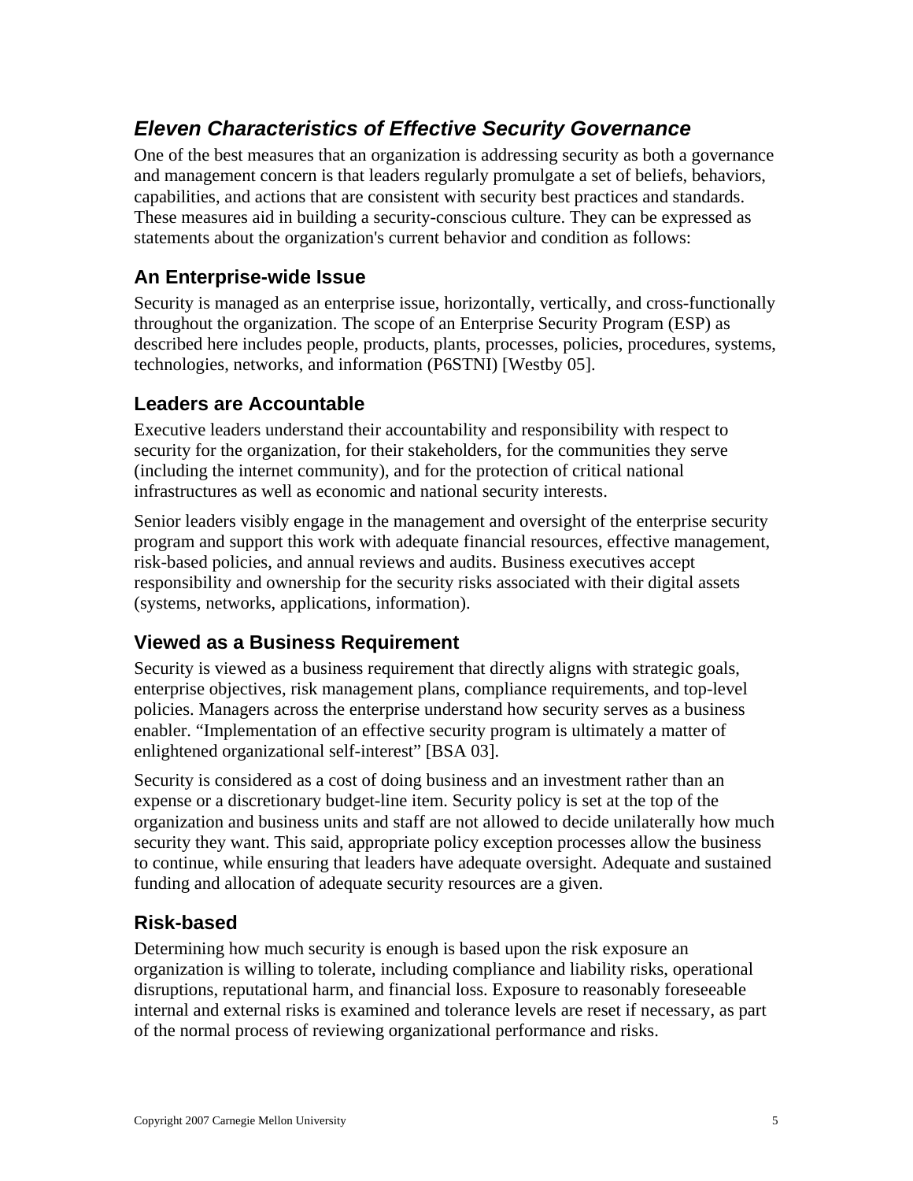## *Eleven Characteristics of Effective Security Governance*

One of the best measures that an organization is addressing security as both a governance and management concern is that leaders regularly promulgate a set of beliefs, behaviors, capabilities, and actions that are consistent with security best practices and standards. These measures aid in building a security-conscious culture. They can be expressed as statements about the organization's current behavior and condition as follows:

### An Enterprise-wide Issue

Security is managed as an enterprise issue, horizontally, vertically, and cross-functionally throughout the organization. The scope of an Enterprise Security Program (ESP) as described here includes people, products, plants, processes, policies, procedures, systems, technologies, networks, and information (P6STNI) [Westby 05].

### Leaders are Accountable

Executive leaders understand their accountability and responsibility with respect to security for the organization, for their stakeholders, for the communities they serve (including the internet community), and for the protection of critical national infrastructures as well as economic and national security interests.

Senior leaders visibly engage in the management and oversight of the enterprise security program and support this work with adequate financial resources, effective management, risk-based policies, and annual reviews and audits. Business executives accept responsibility and ownership for the security risks associated with their digital assets (systems, networks, applications, information).

### Viewed as a Business Requirement

Security is viewed as a business requirement that directly aligns with strategic goals, enterprise objectives, risk management plans, compliance requirements, and top-level policies. Managers across the enterprise understand how security serves as a business enabler. "Implementation of an effective security program is ultimately a matter of enlightened organizational self-interest" [BSA 03].

Security is considered as a cost of doing business and an investment rather than an expense or a discretionary budget-line item. Security policy is set at the top of the organization and business units and staff are not allowed to decide unilaterally how much security they want. This said, appropriate policy exception processes allow the business to continue, while ensuring that leaders have adequate oversight. Adequate and sustained funding and allocation of adequate security resources are a given.

### Risk-based

Determining how much security is enough is based upon the risk exposure an organization is willing to tolerate, including compliance and liability risks, operational disruptions, reputational harm, and financial loss. Exposure to reasonably foreseeable internal and external risks is examined and tolerance levels are reset if necessary, as part of the normal process of reviewing organizational performance and risks.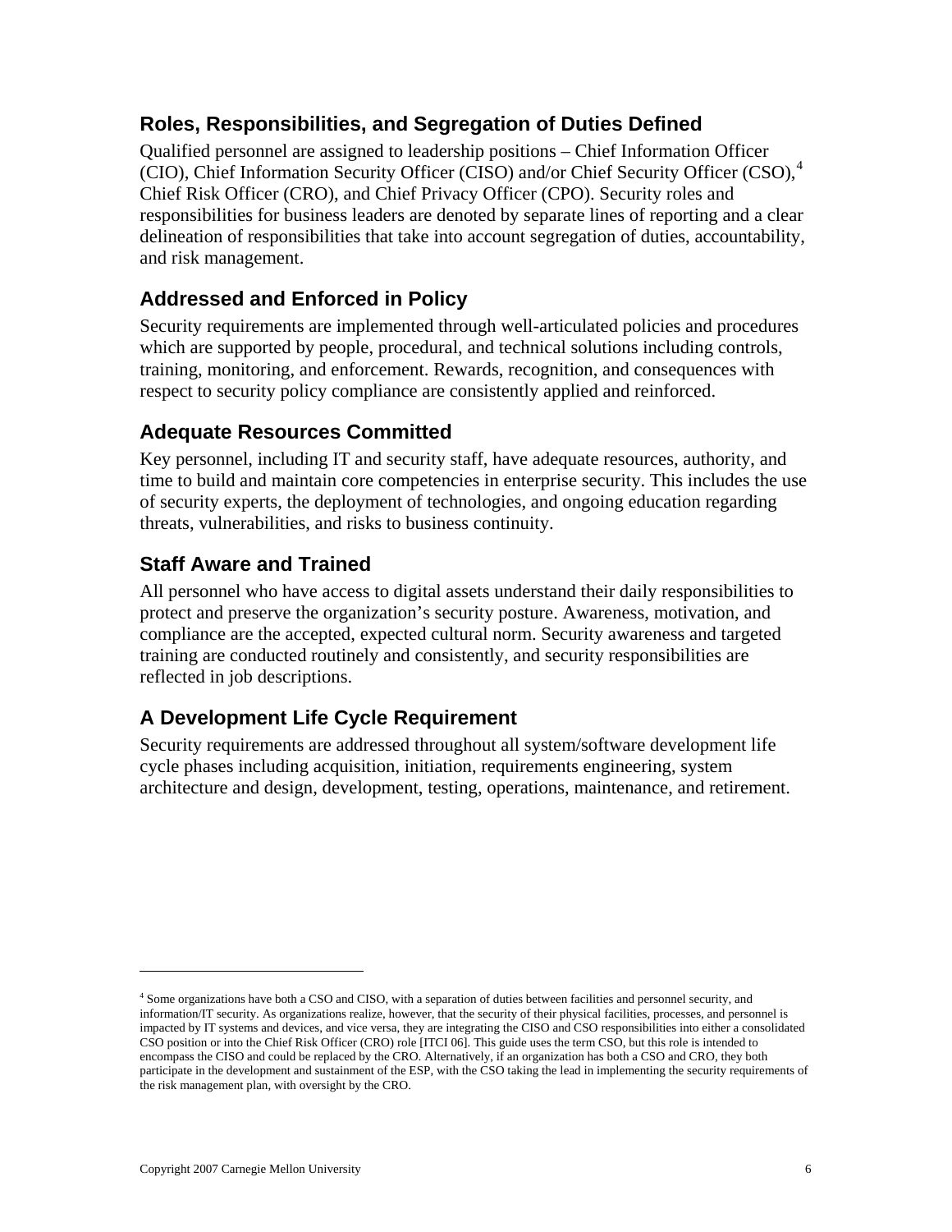## Roles, Responsibilities, and Segregation of Duties Defined

Qualified personnel are assigned to leadership positions – Chief Information Officer (CIO), Chief Information Security Officer (CISO) and/or Chief Security Officer (CSO),[4] Chief Risk Officer (CRO), and Chief Privacy Officer (CPO). Security roles and responsibilities for business leaders are denoted by separate lines of reporting and a clear delineation of responsibilities that take into account segregation of duties, accountability, and risk management.

## Addressed and Enforced in Policy

Security requirements are implemented through well-articulated policies and procedures which are supported by people, procedural, and technical solutions including controls, training, monitoring, and enforcement. Rewards, recognition, and consequences with respect to security policy compliance are consistently applied and reinforced.

## Adequate Resources Committed

Key personnel, including IT and security staff, have adequate resources, authority, and time to build and maintain core competencies in enterprise security. This includes the use of security experts, the deployment of technologies, and ongoing education regarding threats, vulnerabilities, and risks to business continuity.

## Staff Aware and Trained

All personnel who have access to digital assets understand their daily responsibilities to protect and preserve the organization's security posture. Awareness, motivation, and compliance are the accepted, expected cultural norm. Security awareness and targeted training are conducted routinely and consistently, and security responsibilities are reflected in job descriptions.

## A Development Life Cycle Requirement

Security requirements are addressed throughout all system/software development life cycle phases including acquisition, initiation, requirements engineering, system architecture and design, development, testing, operations, maintenance, and retirement.

---

[4] Some organizations have both a CSO and CISO, with a separation of duties between facilities and personnel security, and information/IT security. As organizations realize, however, that the security of their physical facilities, processes, and personnel is impacted by IT systems and devices, and vice versa, they are integrating the CISO and CSO responsibilities into either a consolidated CSO position or into the Chief Risk Officer (CRO) role [ITCI 06]. This guide uses the term CSO, but this role is intended to encompass the CISO and could be replaced by the CRO. Alternatively, if an organization has both a CSO and CRO, they both participate in the development and sustainment of the ESP, with the CSO taking the lead in implementing the security requirements of the risk management plan, with oversight by the CRO.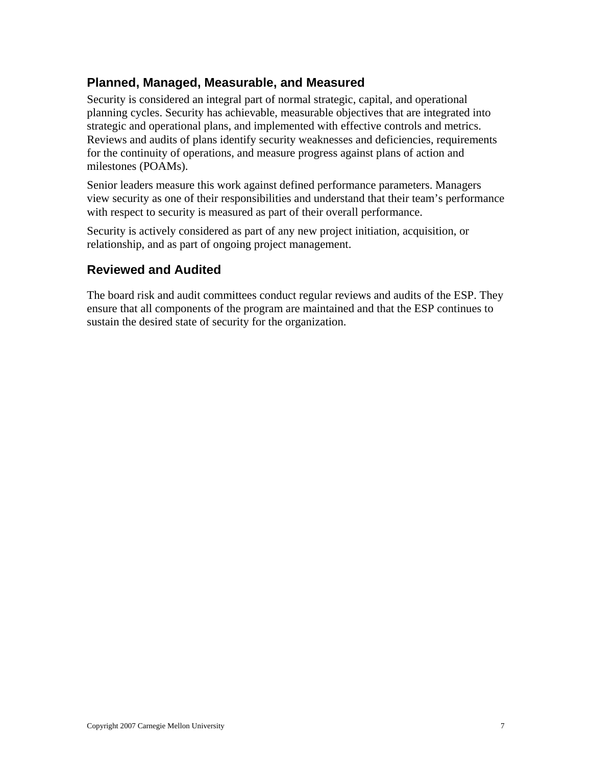### Planned, Managed, Measurable, and Measured

Security is considered an integral part of normal strategic, capital, and operational planning cycles. Security has achievable, measurable objectives that are integrated into strategic and operational plans, and implemented with effective controls and metrics. Reviews and audits of plans identify security weaknesses and deficiencies, requirements for the continuity of operations, and measure progress against plans of action and milestones (POAMs).

Senior leaders measure this work against defined performance parameters. Managers view security as one of their responsibilities and understand that their team's performance with respect to security is measured as part of their overall performance.

Security is actively considered as part of any new project initiation, acquisition, or relationship, and as part of ongoing project management.

### Reviewed and Audited

The board risk and audit committees conduct regular reviews and audits of the ESP. They ensure that all components of the program are maintained and that the ESP continues to sustain the desired state of security for the organization.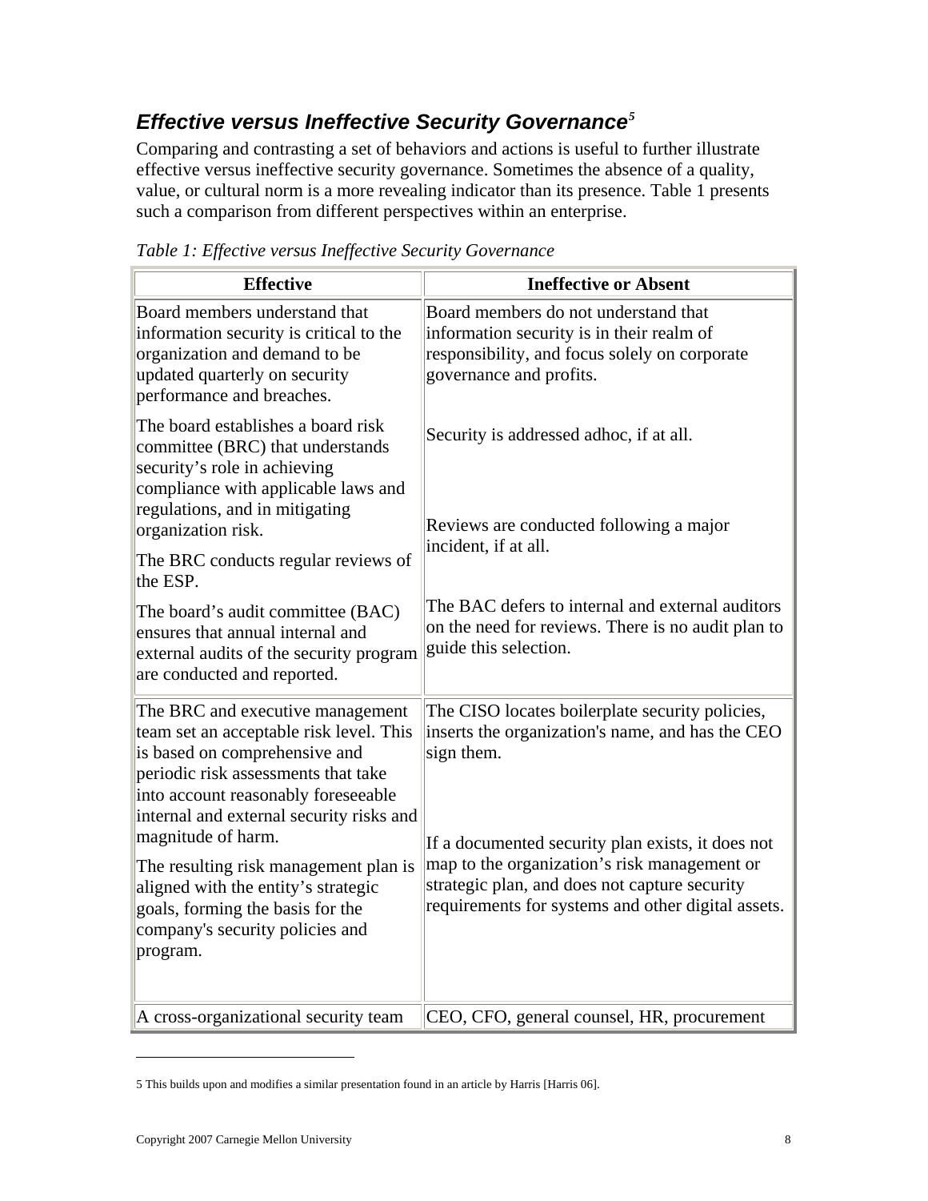### *Effective versus Ineffective Security Governance*[5]

Comparing and contrasting a set of behaviors and actions is useful to further illustrate effective versus ineffective security governance. Sometimes the absence of a quality, value, or cultural norm is a more revealing indicator than its presence. Table 1 presents such a comparison from different perspectives within an enterprise.

*Table 1: Effective versus Ineffective Security Governance*

| Effective | Ineffective or Absent |
|---|---|
| Board members understand that information security is critical to the organization and demand to be updated quarterly on security performance and breaches.<br><br>The board establishes a board risk committee (BRC) that understands security's role in achieving compliance with applicable laws and regulations, and in mitigating organization risk.<br><br>The BRC conducts regular reviews of the ESP.<br><br>The board's audit committee (BAC) ensures that annual internal and external audits of the security program are conducted and reported. | Board members do not understand that information security is in their realm of responsibility, and focus solely on corporate governance and profits.<br><br>Security is addressed adhoc, if at all.<br><br>Reviews are conducted following a major incident, if at all.<br><br>The BAC defers to internal and external auditors on the need for reviews. There is no audit plan to guide this selection. |
| The BRC and executive management team set an acceptable risk level. This is based on comprehensive and periodic risk assessments that take into account reasonably foreseeable internal and external security risks and magnitude of harm.<br><br>The resulting risk management plan is aligned with the entity's strategic goals, forming the basis for the company's security policies and program. | The CISO locates boilerplate security policies, inserts the organization's name, and has the CEO sign them.<br><br>If a documented security plan exists, it does not map to the organization's risk management or strategic plan, and does not capture security requirements for systems and other digital assets. |
| A cross-organizational security team | CEO, CFO, general counsel, HR, procurement |

5 This builds upon and modifies a similar presentation found in an article by Harris [Harris 06].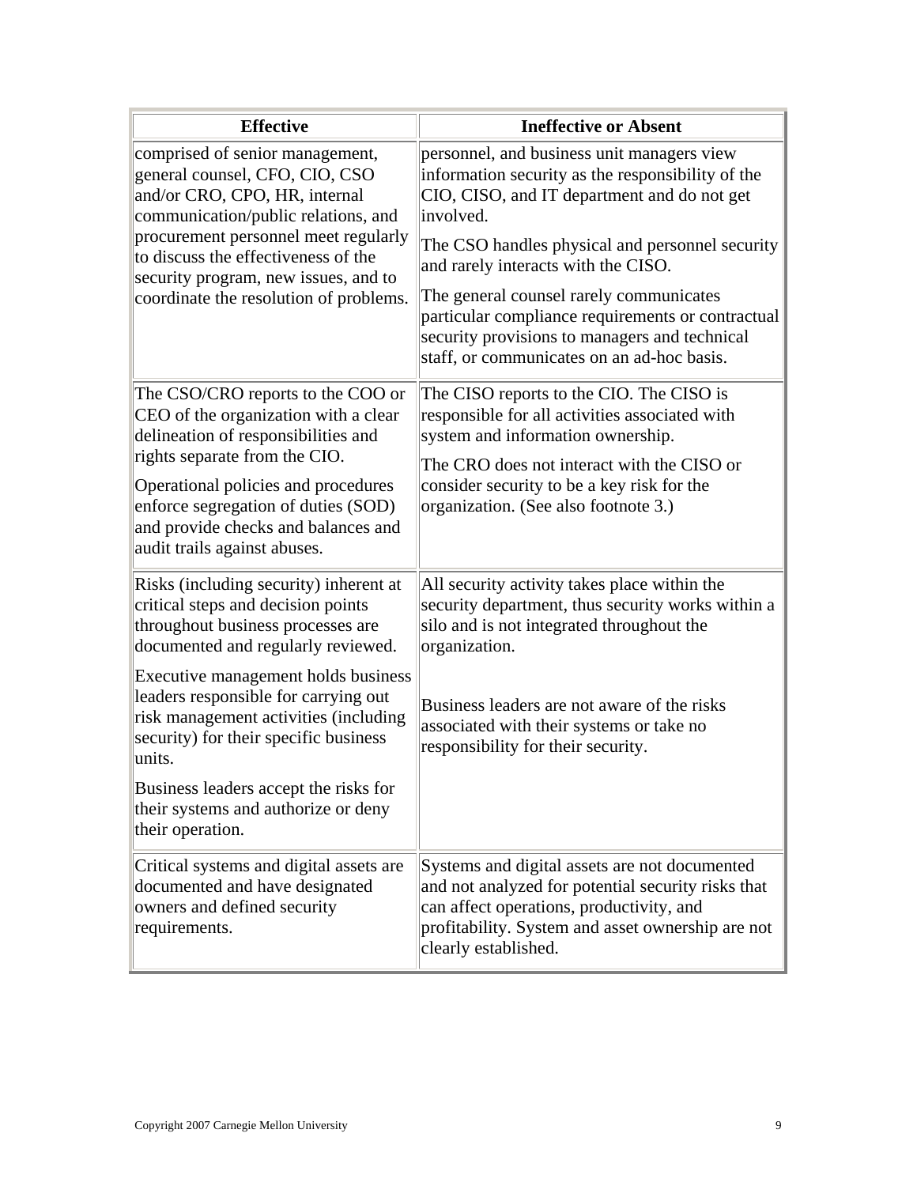| Effective | Ineffective or Absent |
|---|---|
| comprised of senior management, general counsel, CFO, CIO, CSO and/or CRO, CPO, HR, internal communication/public relations, and procurement personnel meet regularly to discuss the effectiveness of the security program, new issues, and to coordinate the resolution of problems. | personnel, and business unit managers view information security as the responsibility of the CIO, CISO, and IT department and do not get involved.<br><br>The CSO handles physical and personnel security and rarely interacts with the CISO.<br><br>The general counsel rarely communicates particular compliance requirements or contractual security provisions to managers and technical staff, or communicates on an ad-hoc basis. |
| The CSO/CRO reports to the COO or CEO of the organization with a clear delineation of responsibilities and rights separate from the CIO.<br><br>Operational policies and procedures enforce segregation of duties (SOD) and provide checks and balances and audit trails against abuses. | The CISO reports to the CIO. The CISO is responsible for all activities associated with system and information ownership.<br><br>The CRO does not interact with the CISO or consider security to be a key risk for the organization. (See also footnote 3.) |
| Risks (including security) inherent at critical steps and decision points throughout business processes are documented and regularly reviewed.<br><br>Executive management holds business leaders responsible for carrying out risk management activities (including security) for their specific business units.<br><br>Business leaders accept the risks for their systems and authorize or deny their operation. | All security activity takes place within the security department, thus security works within a silo and is not integrated throughout the organization.<br><br>Business leaders are not aware of the risks associated with their systems or take no responsibility for their security. |
| Critical systems and digital assets are documented and have designated owners and defined security requirements. | Systems and digital assets are not documented and not analyzed for potential security risks that can affect operations, productivity, and profitability. System and asset ownership are not clearly established. |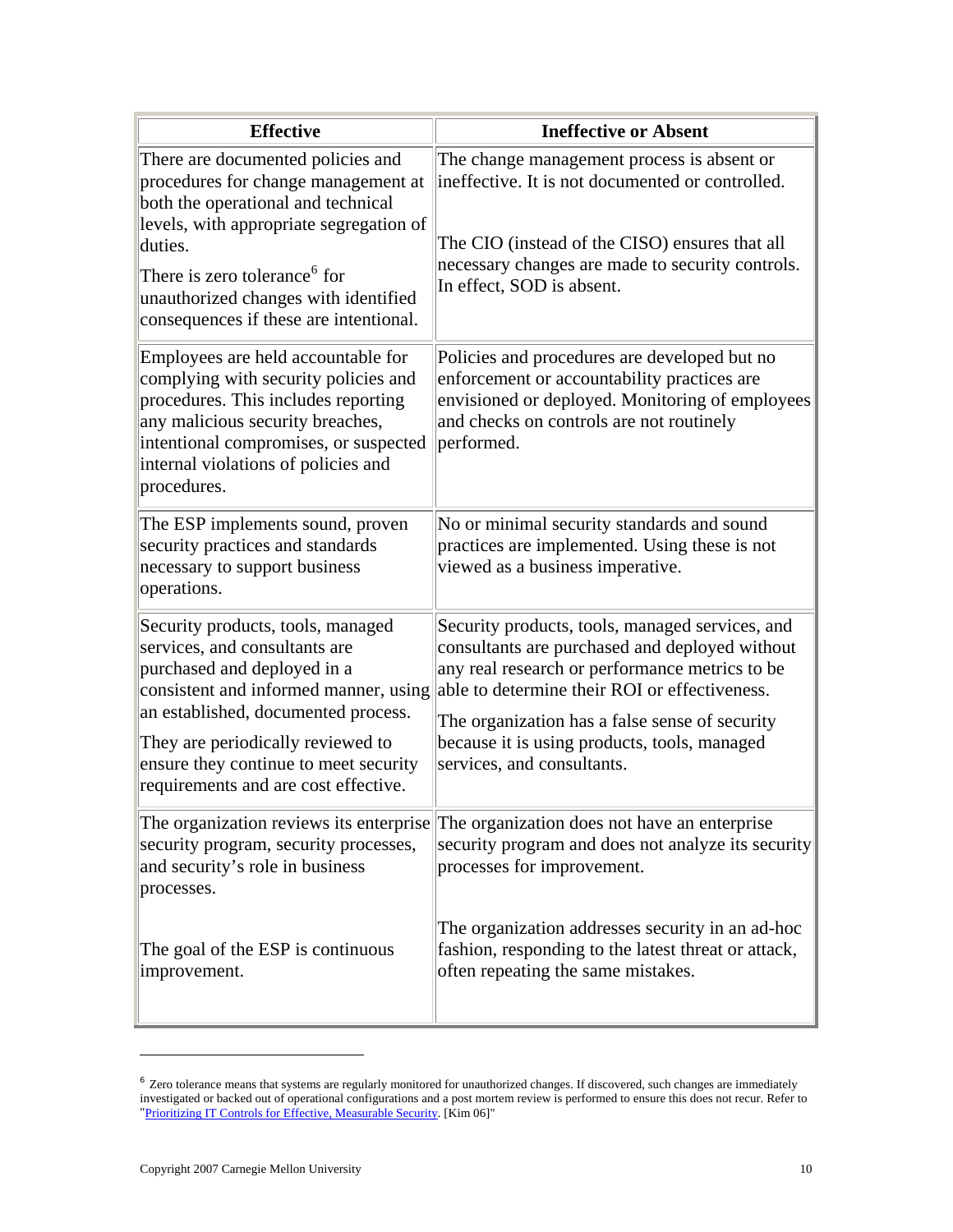| Effective | Ineffective or Absent |
|---|---|
| There are documented policies and procedures for change management at both the operational and technical levels, with appropriate segregation of duties.<br><br>There is zero tolerance[6] for unauthorized changes with identified consequences if these are intentional. | The change management process is absent or ineffective. It is not documented or controlled.<br><br>The CIO (instead of the CISO) ensures that all necessary changes are made to security controls. In effect, SOD is absent. |
| Employees are held accountable for complying with security policies and procedures. This includes reporting any malicious security breaches, intentional compromises, or suspected internal violations of policies and procedures. | Policies and procedures are developed but no enforcement or accountability practices are envisioned or deployed. Monitoring of employees and checks on controls are not routinely performed. |
| The ESP implements sound, proven security practices and standards necessary to support business operations. | No or minimal security standards and sound practices are implemented. Using these is not viewed as a business imperative. |
| Security products, tools, managed services, and consultants are purchased and deployed in a consistent and informed manner, using an established, documented process.<br><br>They are periodically reviewed to ensure they continue to meet security requirements and are cost effective. | Security products, tools, managed services, and consultants are purchased and deployed without any real research or performance metrics to be able to determine their ROI or effectiveness.<br><br>The organization has a false sense of security because it is using products, tools, managed services, and consultants. |
| The organization reviews its enterprise security program, security processes, and security's role in business processes.<br><br>The goal of the ESP is continuous improvement. | The organization does not have an enterprise security program and does not analyze its security processes for improvement.<br><br>The organization addresses security in an ad-hoc fashion, responding to the latest threat or attack, often repeating the same mistakes. |

[6] Zero tolerance means that systems are regularly monitored for unauthorized changes. If discovered, such changes are immediately investigated or backed out of operational configurations and a post mortem review is performed to ensure this does not recur. Refer to "Prioritizing IT Controls for Effective, Measurable Security. [Kim 06]"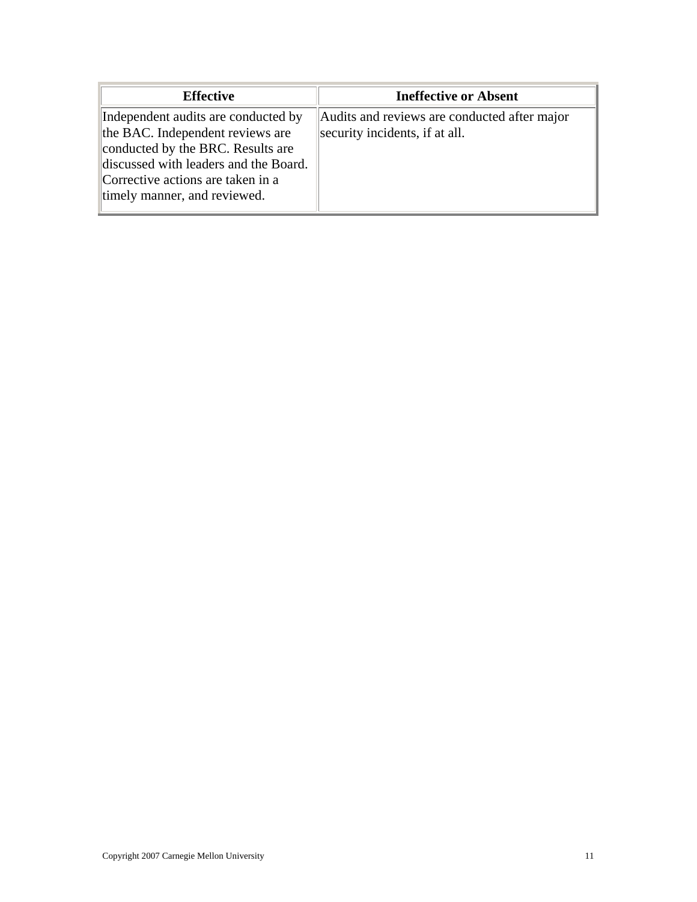| Effective | Ineffective or Absent |
|---|---|
| Independent audits are conducted by the BAC. Independent reviews are conducted by the BRC. Results are discussed with leaders and the Board. Corrective actions are taken in a timely manner, and reviewed. | Audits and reviews are conducted after major security incidents, if at all. |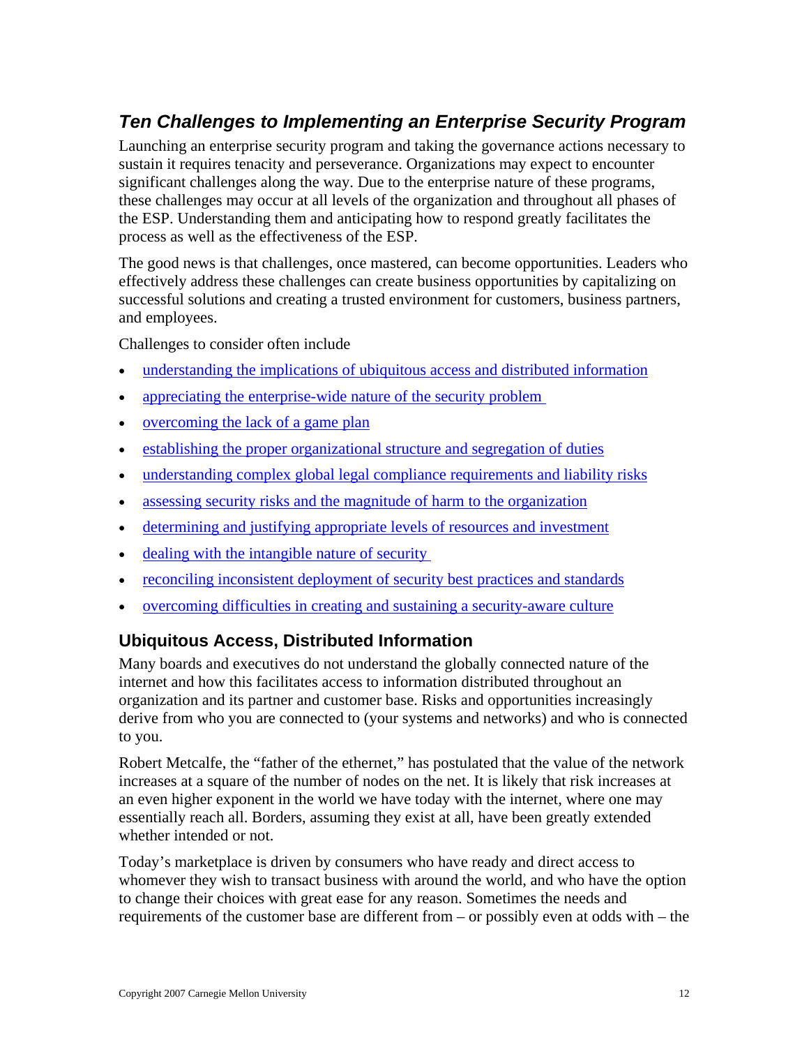## *Ten Challenges to Implementing an Enterprise Security Program*

Launching an enterprise security program and taking the governance actions necessary to sustain it requires tenacity and perseverance. Organizations may expect to encounter significant challenges along the way. Due to the enterprise nature of these programs, these challenges may occur at all levels of the organization and throughout all phases of the ESP. Understanding them and anticipating how to respond greatly facilitates the process as well as the effectiveness of the ESP.

The good news is that challenges, once mastered, can become opportunities. Leaders who effectively address these challenges can create business opportunities by capitalizing on successful solutions and creating a trusted environment for customers, business partners, and employees.

Challenges to consider often include

- understanding the implications of ubiquitous access and distributed information
- appreciating the enterprise-wide nature of the security problem
- overcoming the lack of a game plan
- establishing the proper organizational structure and segregation of duties
- understanding complex global legal compliance requirements and liability risks
- assessing security risks and the magnitude of harm to the organization
- determining and justifying appropriate levels of resources and investment
- dealing with the intangible nature of security
- reconciling inconsistent deployment of security best practices and standards
- overcoming difficulties in creating and sustaining a security-aware culture

### Ubiquitous Access, Distributed Information

Many boards and executives do not understand the globally connected nature of the internet and how this facilitates access to information distributed throughout an organization and its partner and customer base. Risks and opportunities increasingly derive from who you are connected to (your systems and networks) and who is connected to you.

Robert Metcalfe, the "father of the ethernet," has postulated that the value of the network increases at a square of the number of nodes on the net. It is likely that risk increases at an even higher exponent in the world we have today with the internet, where one may essentially reach all. Borders, assuming they exist at all, have been greatly extended whether intended or not.

Today's marketplace is driven by consumers who have ready and direct access to whomever they wish to transact business with around the world, and who have the option to change their choices with great ease for any reason. Sometimes the needs and requirements of the customer base are different from – or possibly even at odds with – the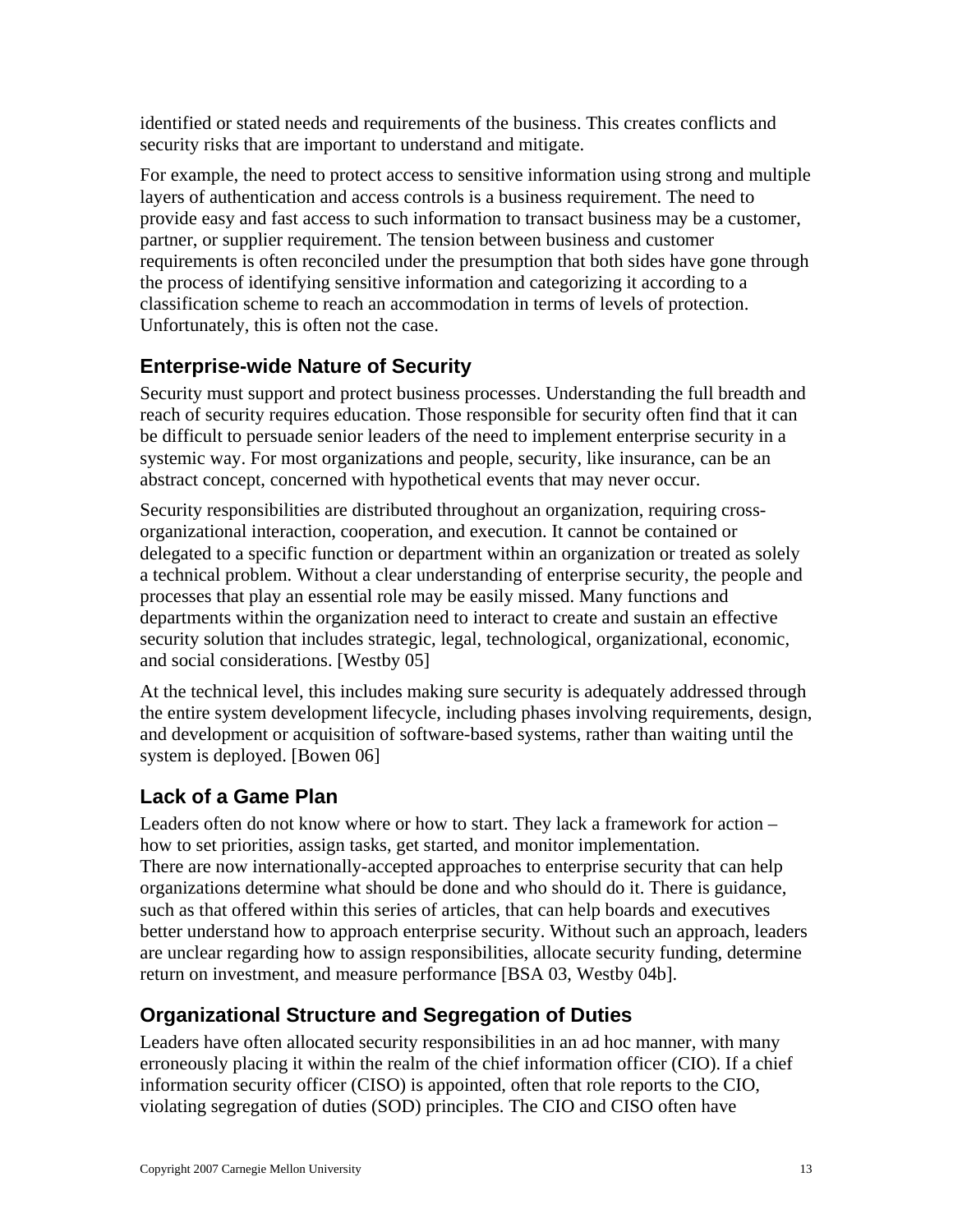identified or stated needs and requirements of the business. This creates conflicts and security risks that are important to understand and mitigate.

For example, the need to protect access to sensitive information using strong and multiple layers of authentication and access controls is a business requirement. The need to provide easy and fast access to such information to transact business may be a customer, partner, or supplier requirement. The tension between business and customer requirements is often reconciled under the presumption that both sides have gone through the process of identifying sensitive information and categorizing it according to a classification scheme to reach an accommodation in terms of levels of protection. Unfortunately, this is often not the case.

## Enterprise-wide Nature of Security

Security must support and protect business processes. Understanding the full breadth and reach of security requires education. Those responsible for security often find that it can be difficult to persuade senior leaders of the need to implement enterprise security in a systemic way. For most organizations and people, security, like insurance, can be an abstract concept, concerned with hypothetical events that may never occur.

Security responsibilities are distributed throughout an organization, requiring cross-organizational interaction, cooperation, and execution. It cannot be contained or delegated to a specific function or department within an organization or treated as solely a technical problem. Without a clear understanding of enterprise security, the people and processes that play an essential role may be easily missed. Many functions and departments within the organization need to interact to create and sustain an effective security solution that includes strategic, legal, technological, organizational, economic, and social considerations. [Westby 05]

At the technical level, this includes making sure security is adequately addressed through the entire system development lifecycle, including phases involving requirements, design, and development or acquisition of software-based systems, rather than waiting until the system is deployed. [Bowen 06]

## Lack of a Game Plan

Leaders often do not know where or how to start. They lack a framework for action – how to set priorities, assign tasks, get started, and monitor implementation.
There are now internationally-accepted approaches to enterprise security that can help organizations determine what should be done and who should do it. There is guidance, such as that offered within this series of articles, that can help boards and executives better understand how to approach enterprise security. Without such an approach, leaders are unclear regarding how to assign responsibilities, allocate security funding, determine return on investment, and measure performance [BSA 03, Westby 04b].

## Organizational Structure and Segregation of Duties

Leaders have often allocated security responsibilities in an ad hoc manner, with many erroneously placing it within the realm of the chief information officer (CIO). If a chief information security officer (CISO) is appointed, often that role reports to the CIO, violating segregation of duties (SOD) principles. The CIO and CISO often have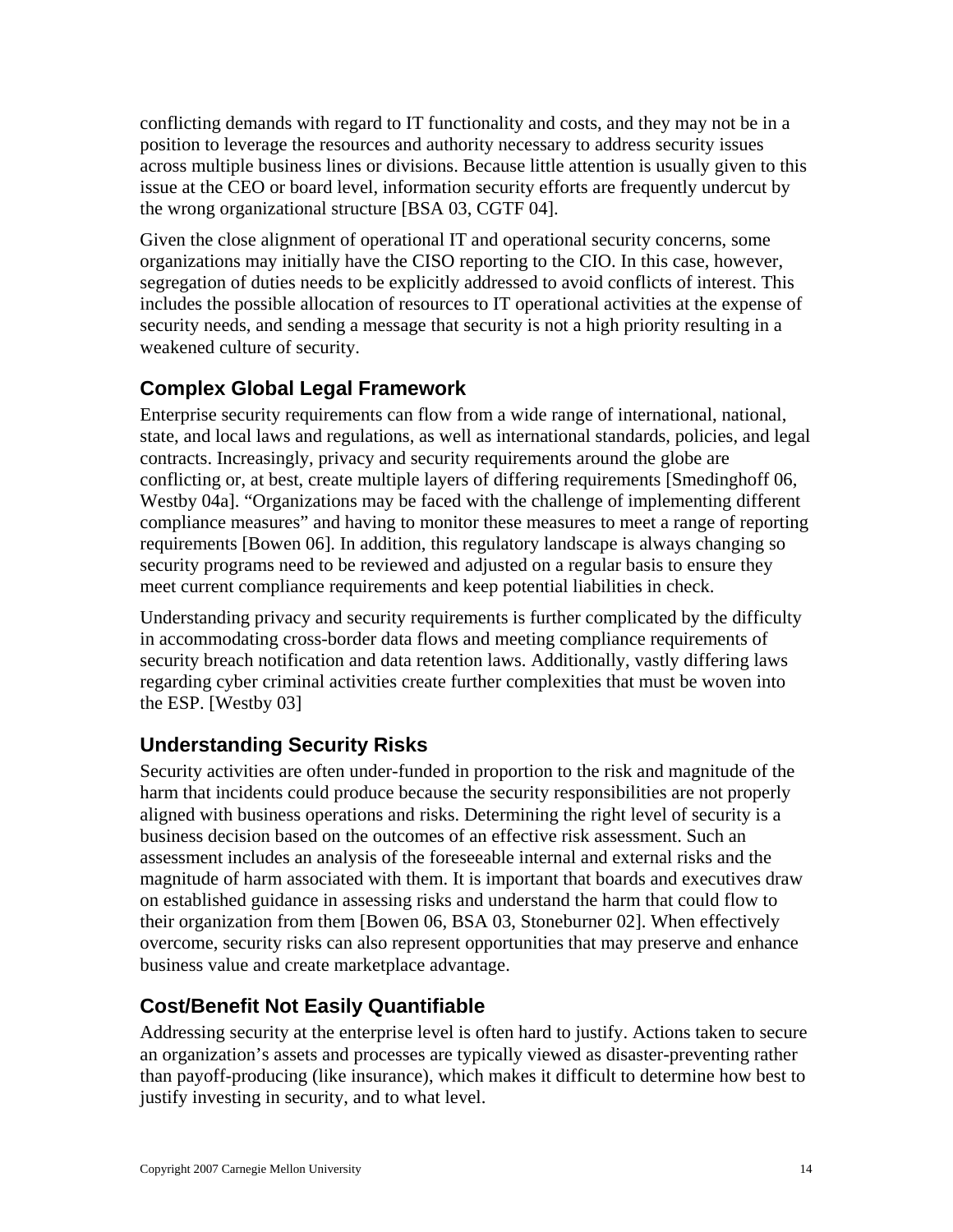conflicting demands with regard to IT functionality and costs, and they may not be in a position to leverage the resources and authority necessary to address security issues across multiple business lines or divisions. Because little attention is usually given to this issue at the CEO or board level, information security efforts are frequently undercut by the wrong organizational structure [BSA 03, CGTF 04].

Given the close alignment of operational IT and operational security concerns, some organizations may initially have the CISO reporting to the CIO. In this case, however, segregation of duties needs to be explicitly addressed to avoid conflicts of interest. This includes the possible allocation of resources to IT operational activities at the expense of security needs, and sending a message that security is not a high priority resulting in a weakened culture of security.

## Complex Global Legal Framework

Enterprise security requirements can flow from a wide range of international, national, state, and local laws and regulations, as well as international standards, policies, and legal contracts. Increasingly, privacy and security requirements around the globe are conflicting or, at best, create multiple layers of differing requirements [Smedinghoff 06, Westby 04a]. "Organizations may be faced with the challenge of implementing different compliance measures" and having to monitor these measures to meet a range of reporting requirements [Bowen 06]. In addition, this regulatory landscape is always changing so security programs need to be reviewed and adjusted on a regular basis to ensure they meet current compliance requirements and keep potential liabilities in check.

Understanding privacy and security requirements is further complicated by the difficulty in accommodating cross-border data flows and meeting compliance requirements of security breach notification and data retention laws. Additionally, vastly differing laws regarding cyber criminal activities create further complexities that must be woven into the ESP. [Westby 03]

## Understanding Security Risks

Security activities are often under-funded in proportion to the risk and magnitude of the harm that incidents could produce because the security responsibilities are not properly aligned with business operations and risks. Determining the right level of security is a business decision based on the outcomes of an effective risk assessment. Such an assessment includes an analysis of the foreseeable internal and external risks and the magnitude of harm associated with them. It is important that boards and executives draw on established guidance in assessing risks and understand the harm that could flow to their organization from them [Bowen 06, BSA 03, Stoneburner 02]. When effectively overcome, security risks can also represent opportunities that may preserve and enhance business value and create marketplace advantage.

## Cost/Benefit Not Easily Quantifiable

Addressing security at the enterprise level is often hard to justify. Actions taken to secure an organization's assets and processes are typically viewed as disaster-preventing rather than payoff-producing (like insurance), which makes it difficult to determine how best to justify investing in security, and to what level.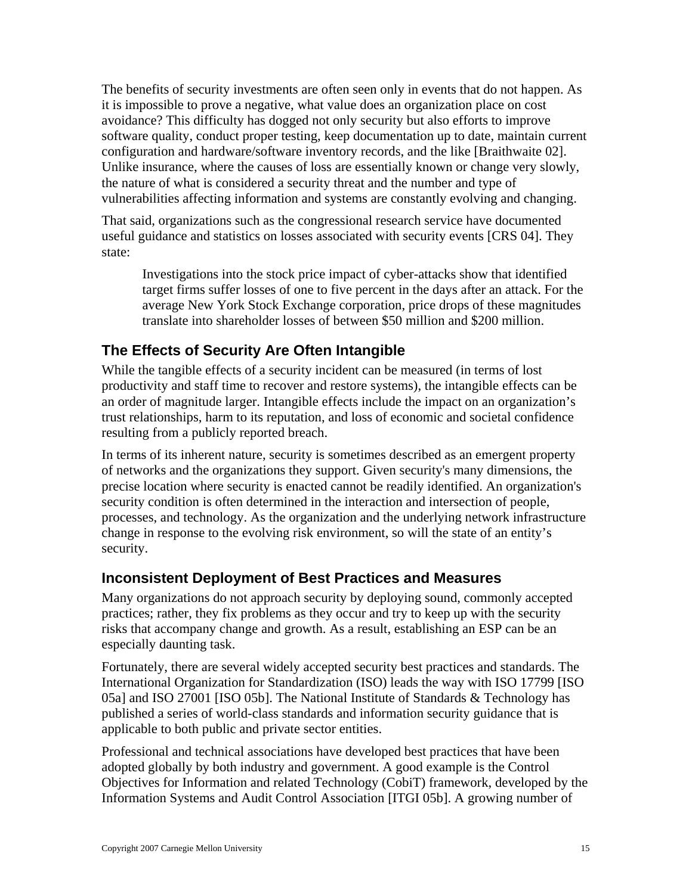The benefits of security investments are often seen only in events that do not happen. As it is impossible to prove a negative, what value does an organization place on cost avoidance? This difficulty has dogged not only security but also efforts to improve software quality, conduct proper testing, keep documentation up to date, maintain current configuration and hardware/software inventory records, and the like [Braithwaite 02]. Unlike insurance, where the causes of loss are essentially known or change very slowly, the nature of what is considered a security threat and the number and type of vulnerabilities affecting information and systems are constantly evolving and changing.

That said, organizations such as the congressional research service have documented useful guidance and statistics on losses associated with security events [CRS 04]. They state:

> Investigations into the stock price impact of cyber-attacks show that identified target firms suffer losses of one to five percent in the days after an attack. For the average New York Stock Exchange corporation, price drops of these magnitudes translate into shareholder losses of between $50 million and $200 million.

## The Effects of Security Are Often Intangible

While the tangible effects of a security incident can be measured (in terms of lost productivity and staff time to recover and restore systems), the intangible effects can be an order of magnitude larger. Intangible effects include the impact on an organization's trust relationships, harm to its reputation, and loss of economic and societal confidence resulting from a publicly reported breach.

In terms of its inherent nature, security is sometimes described as an emergent property of networks and the organizations they support. Given security's many dimensions, the precise location where security is enacted cannot be readily identified. An organization's security condition is often determined in the interaction and intersection of people, processes, and technology. As the organization and the underlying network infrastructure change in response to the evolving risk environment, so will the state of an entity's security.

## Inconsistent Deployment of Best Practices and Measures

Many organizations do not approach security by deploying sound, commonly accepted practices; rather, they fix problems as they occur and try to keep up with the security risks that accompany change and growth. As a result, establishing an ESP can be an especially daunting task.

Fortunately, there are several widely accepted security best practices and standards. The International Organization for Standardization (ISO) leads the way with ISO 17799 [ISO 05a] and ISO 27001 [ISO 05b]. The National Institute of Standards & Technology has published a series of world-class standards and information security guidance that is applicable to both public and private sector entities.

Professional and technical associations have developed best practices that have been adopted globally by both industry and government. A good example is the Control Objectives for Information and related Technology (CobiT) framework, developed by the Information Systems and Audit Control Association [ITGI 05b]. A growing number of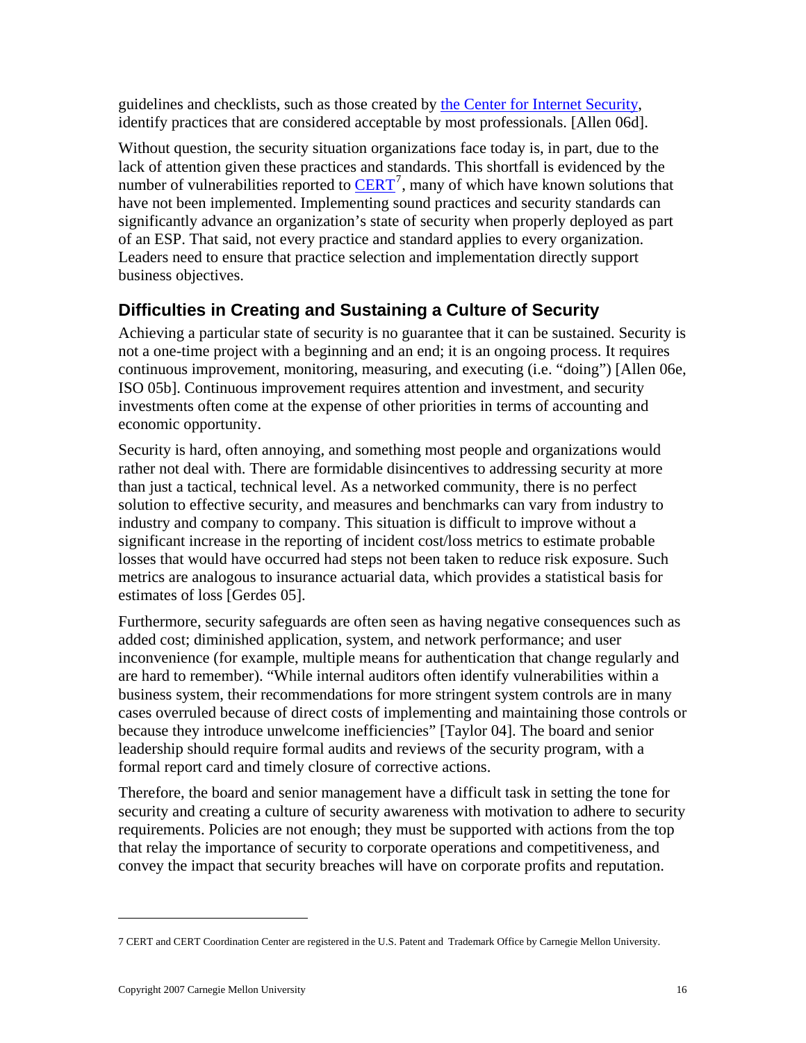guidelines and checklists, such as those created by the Center for Internet Security, identify practices that are considered acceptable by most professionals. [Allen 06d].

Without question, the security situation organizations face today is, in part, due to the lack of attention given these practices and standards. This shortfall is evidenced by the number of vulnerabilities reported to CERT[7], many of which have known solutions that have not been implemented. Implementing sound practices and security standards can significantly advance an organization's state of security when properly deployed as part of an ESP. That said, not every practice and standard applies to every organization. Leaders need to ensure that practice selection and implementation directly support business objectives.

## Difficulties in Creating and Sustaining a Culture of Security

Achieving a particular state of security is no guarantee that it can be sustained. Security is not a one-time project with a beginning and an end; it is an ongoing process. It requires continuous improvement, monitoring, measuring, and executing (i.e. "doing") [Allen 06e, ISO 05b]. Continuous improvement requires attention and investment, and security investments often come at the expense of other priorities in terms of accounting and economic opportunity.

Security is hard, often annoying, and something most people and organizations would rather not deal with. There are formidable disincentives to addressing security at more than just a tactical, technical level. As a networked community, there is no perfect solution to effective security, and measures and benchmarks can vary from industry to industry and company to company. This situation is difficult to improve without a significant increase in the reporting of incident cost/loss metrics to estimate probable losses that would have occurred had steps not been taken to reduce risk exposure. Such metrics are analogous to insurance actuarial data, which provides a statistical basis for estimates of loss [Gerdes 05].

Furthermore, security safeguards are often seen as having negative consequences such as added cost; diminished application, system, and network performance; and user inconvenience (for example, multiple means for authentication that change regularly and are hard to remember). "While internal auditors often identify vulnerabilities within a business system, their recommendations for more stringent system controls are in many cases overruled because of direct costs of implementing and maintaining those controls or because they introduce unwelcome inefficiencies" [Taylor 04]. The board and senior leadership should require formal audits and reviews of the security program, with a formal report card and timely closure of corrective actions.

Therefore, the board and senior management have a difficult task in setting the tone for security and creating a culture of security awareness with motivation to adhere to security requirements. Policies are not enough; they must be supported with actions from the top that relay the importance of security to corporate operations and competitiveness, and convey the impact that security breaches will have on corporate profits and reputation.

---

7 CERT and CERT Coordination Center are registered in the U.S. Patent and Trademark Office by Carnegie Mellon University.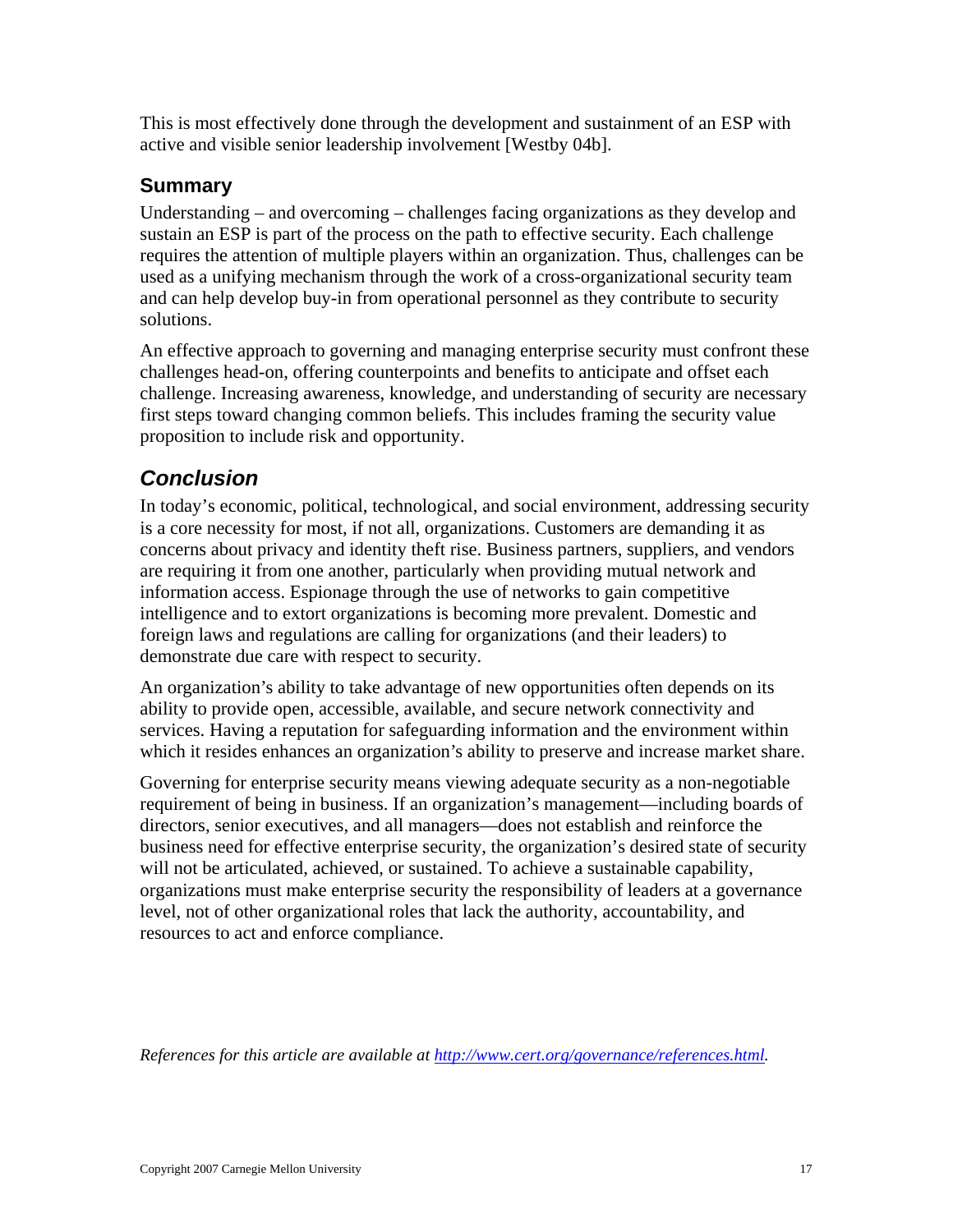This is most effectively done through the development and sustainment of an ESP with active and visible senior leadership involvement [Westby 04b].

### Summary

Understanding – and overcoming – challenges facing organizations as they develop and sustain an ESP is part of the process on the path to effective security. Each challenge requires the attention of multiple players within an organization. Thus, challenges can be used as a unifying mechanism through the work of a cross-organizational security team and can help develop buy-in from operational personnel as they contribute to security solutions.

An effective approach to governing and managing enterprise security must confront these challenges head-on, offering counterpoints and benefits to anticipate and offset each challenge. Increasing awareness, knowledge, and understanding of security are necessary first steps toward changing common beliefs. This includes framing the security value proposition to include risk and opportunity.

## *Conclusion*

In today's economic, political, technological, and social environment, addressing security is a core necessity for most, if not all, organizations. Customers are demanding it as concerns about privacy and identity theft rise. Business partners, suppliers, and vendors are requiring it from one another, particularly when providing mutual network and information access. Espionage through the use of networks to gain competitive intelligence and to extort organizations is becoming more prevalent. Domestic and foreign laws and regulations are calling for organizations (and their leaders) to demonstrate due care with respect to security.

An organization's ability to take advantage of new opportunities often depends on its ability to provide open, accessible, available, and secure network connectivity and services. Having a reputation for safeguarding information and the environment within which it resides enhances an organization's ability to preserve and increase market share.

Governing for enterprise security means viewing adequate security as a non-negotiable requirement of being in business. If an organization's management—including boards of directors, senior executives, and all managers—does not establish and reinforce the business need for effective enterprise security, the organization's desired state of security will not be articulated, achieved, or sustained. To achieve a sustainable capability, organizations must make enterprise security the responsibility of leaders at a governance level, not of other organizational roles that lack the authority, accountability, and resources to act and enforce compliance.

*References for this article are available at [http://www.cert.org/governance/references.html](http://www.cert.org/governance/references.html).*

Copyright 2007 Carnegie Mellon University